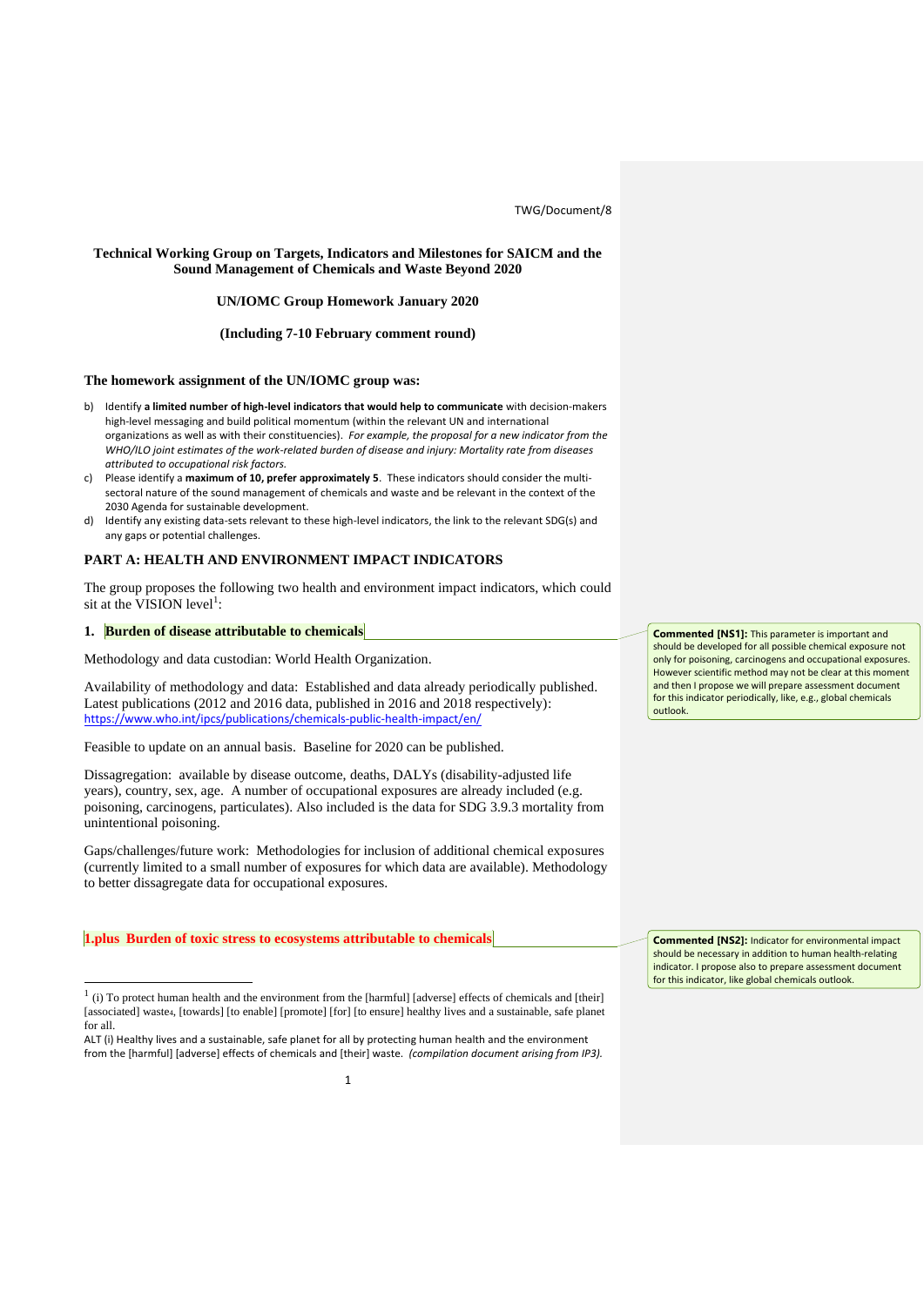TWG/Document/8

**Technical Working Group on Targets, Indicators and Milestones for SAICM and the Sound Management of Chemicals and Waste Beyond 2020**

**UN/IOMC Group Homework January 2020**

**(Including 7-10 February comment round)**

**The homework assignment of the UN/IOMC group was:**

b) Identify **a limited number of high-level indicators that would help to communicate** with decision-makers high-level messaging and build political momentum (within the relevant UN and international organizations as well as with their constituencies). *For example, the proposal for a new indicator from the WHO/ILO joint estimates of the work-related burden of disease and injury: Mortality rate from diseases attributed to occupational risk factors.*

c) Please identify a **maximum of 10, prefer approximately 5**. These indicators should consider the multi-sectoral nature of the sound management of chemicals and waste and be relevant in the context of the 2030 Agenda for sustainable development.

d) Identify any existing data-sets relevant to these high-level indicators, the link to the relevant SDG(s) and any gaps or potential challenges.

## PART A: HEALTH AND ENVIRONMENT IMPACT INDICATORS

The group proposes the following two health and environment impact indicators, which could sit at the VISION level[1]:

### 1. Burden of disease attributable to chemicals

> **Commented [NS1]:** This parameter is important and should be developed for all possible chemical exposure not only for poisoning, carcinogens and occupational exposures. However scientific method may not be clear at this moment and then I propose we will prepare assessment document for this indicator periodically, like, e.g., global chemicals outlook.

Methodology and data custodian: World Health Organization.

Availability of methodology and data: Established and data already periodically published. Latest publications (2012 and 2016 data, published in 2016 and 2018 respectively): https://www.who.int/ipcs/publications/chemicals-public-health-impact/en/

Feasible to update on an annual basis. Baseline for 2020 can be published.

Dissagregation: available by disease outcome, deaths, DALYs (disability-adjusted life years), country, sex, age. A number of occupational exposures are already included (e.g. poisoning, carcinogens, particulates). Also included is the data for SDG 3.9.3 mortality from unintentional poisoning.

Gaps/challenges/future work: Methodologies for inclusion of additional chemical exposures (currently limited to a small number of exposures for which data are available). Methodology to better dissagregate data for occupational exposures.

### 1.plus Burden of toxic stress to ecosystems attributable to chemicals

> **Commented [NS2]:** Indicator for environmental impact should be necessary in addition to human health-relating indicator. I propose also to prepare assessment document for this indicator, like global chemicals outlook.

---

[1] (i) To protect human health and the environment from the [harmful] [adverse] effects of chemicals and [their] [associated] waste4, [towards] [to enable] [promote] [for] [to ensure] healthy lives and a sustainable, safe planet for all.

ALT (i) Healthy lives and a sustainable, safe planet for all by protecting human health and the environment from the [harmful] [adverse] effects of chemicals and [their] waste. *(compilation document arising from IP3).*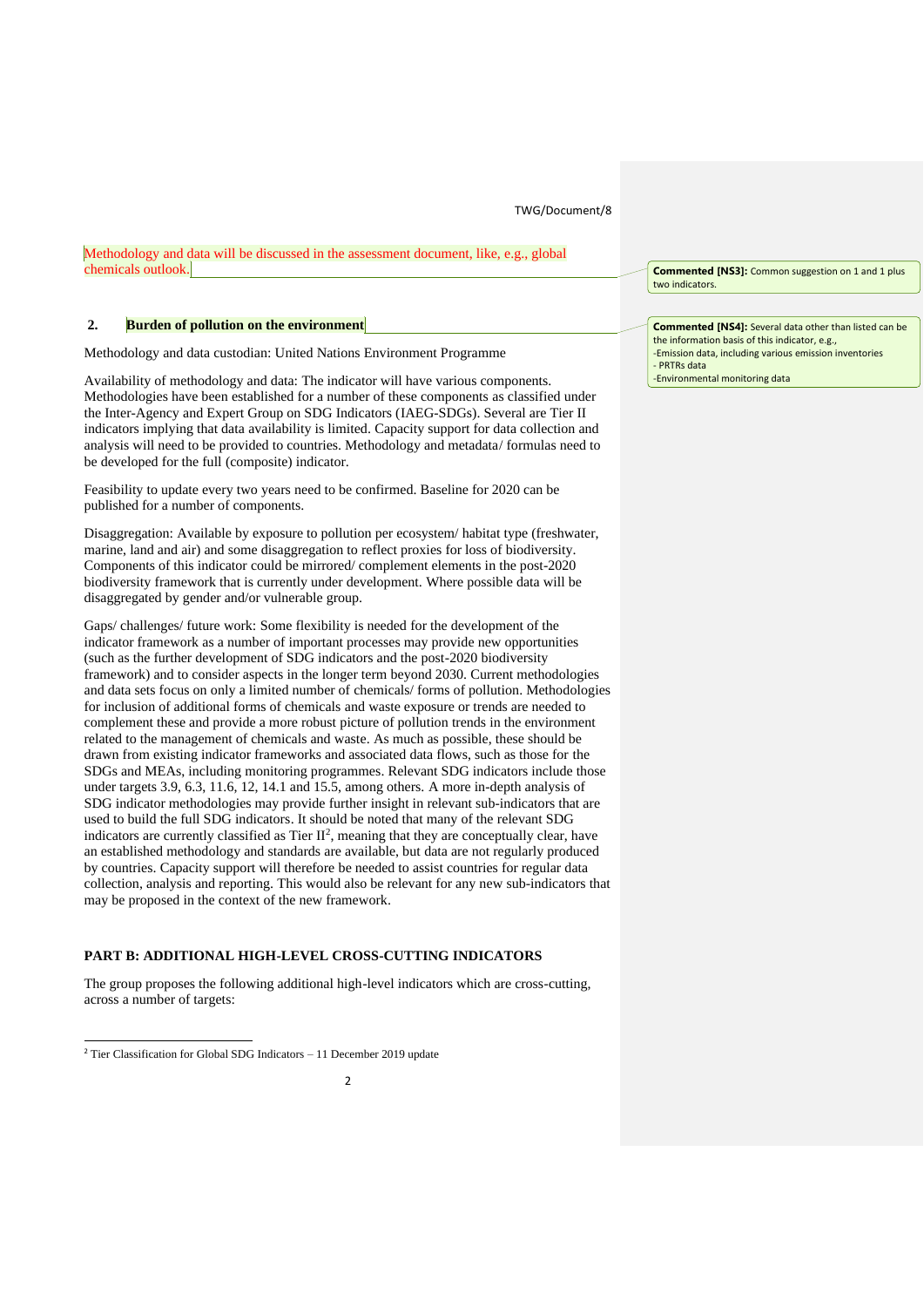Methodology and data will be discussed in the assessment document, like, e.g., global chemicals outlook.

> **Commented [NS3]:** Common suggestion on 1 and 1 plus two indicators.

## 2. Burden of pollution on the environment

> **Commented [NS4]:** Several data other than listed can be the information basis of this indicator, e.g.,
> -Emission data, including various emission inventories
> - PRTRs data
> -Environmental monitoring data

Methodology and data custodian: United Nations Environment Programme

Availability of methodology and data: The indicator will have various components. Methodologies have been established for a number of these components as classified under the Inter-Agency and Expert Group on SDG Indicators (IAEG-SDGs). Several are Tier II indicators implying that data availability is limited. Capacity support for data collection and analysis will need to be provided to countries. Methodology and metadata/ formulas need to be developed for the full (composite) indicator.

Feasibility to update every two years need to be confirmed. Baseline for 2020 can be published for a number of components.

Disaggregation: Available by exposure to pollution per ecosystem/ habitat type (freshwater, marine, land and air) and some disaggregation to reflect proxies for loss of biodiversity. Components of this indicator could be mirrored/ complement elements in the post-2020 biodiversity framework that is currently under development. Where possible data will be disaggregated by gender and/or vulnerable group.

Gaps/ challenges/ future work: Some flexibility is needed for the development of the indicator framework as a number of important processes may provide new opportunities (such as the further development of SDG indicators and the post-2020 biodiversity framework) and to consider aspects in the longer term beyond 2030. Current methodologies and data sets focus on only a limited number of chemicals/ forms of pollution. Methodologies for inclusion of additional forms of chemicals and waste exposure or trends are needed to complement these and provide a more robust picture of pollution trends in the environment related to the management of chemicals and waste. As much as possible, these should be drawn from existing indicator frameworks and associated data flows, such as those for the SDGs and MEAs, including monitoring programmes. Relevant SDG indicators include those under targets 3.9, 6.3, 11.6, 12, 14.1 and 15.5, among others. A more in-depth analysis of SDG indicator methodologies may provide further insight in relevant sub-indicators that are used to build the full SDG indicators. It should be noted that many of the relevant SDG indicators are currently classified as Tier II[2], meaning that they are conceptually clear, have an established methodology and standards are available, but data are not regularly produced by countries. Capacity support will therefore be needed to assist countries for regular data collection, analysis and reporting. This would also be relevant for any new sub-indicators that may be proposed in the context of the new framework.

## PART B: ADDITIONAL HIGH-LEVEL CROSS-CUTTING INDICATORS

The group proposes the following additional high-level indicators which are cross-cutting, across a number of targets:

---

[2] Tier Classification for Global SDG Indicators – 11 December 2019 update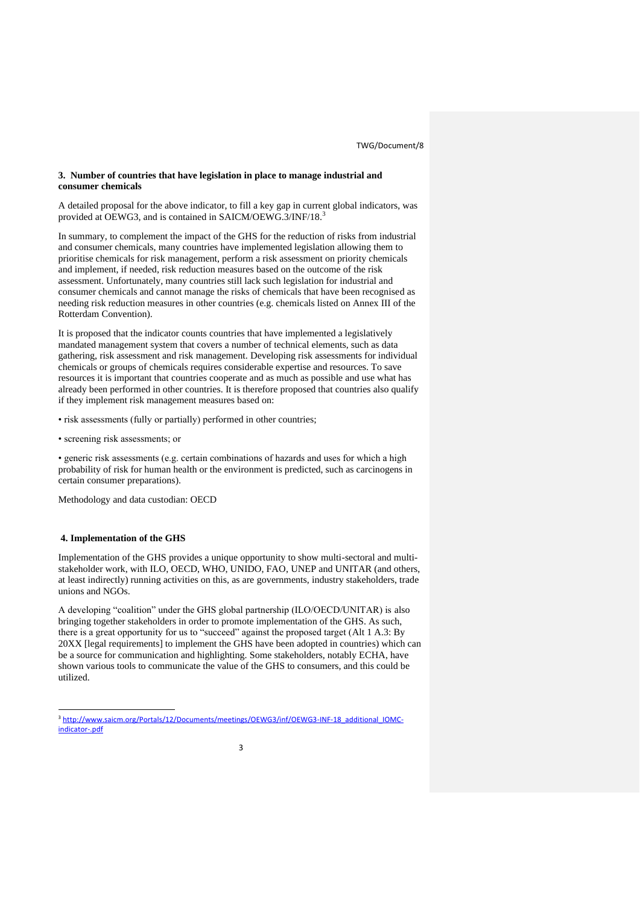### 3. Number of countries that have legislation in place to manage industrial and consumer chemicals

A detailed proposal for the above indicator, to fill a key gap in current global indicators, was provided at OEWG3, and is contained in SAICM/OEWG.3/INF/18.[3]

In summary, to complement the impact of the GHS for the reduction of risks from industrial and consumer chemicals, many countries have implemented legislation allowing them to prioritise chemicals for risk management, perform a risk assessment on priority chemicals and implement, if needed, risk reduction measures based on the outcome of the risk assessment. Unfortunately, many countries still lack such legislation for industrial and consumer chemicals and cannot manage the risks of chemicals that have been recognised as needing risk reduction measures in other countries (e.g. chemicals listed on Annex III of the Rotterdam Convention).

It is proposed that the indicator counts countries that have implemented a legislatively mandated management system that covers a number of technical elements, such as data gathering, risk assessment and risk management. Developing risk assessments for individual chemicals or groups of chemicals requires considerable expertise and resources. To save resources it is important that countries cooperate and as much as possible and use what has already been performed in other countries. It is therefore proposed that countries also qualify if they implement risk management measures based on:

- risk assessments (fully or partially) performed in other countries;
- screening risk assessments; or
- generic risk assessments (e.g. certain combinations of hazards and uses for which a high probability of risk for human health or the environment is predicted, such as carcinogens in certain consumer preparations).

Methodology and data custodian: OECD

### 4. Implementation of the GHS

Implementation of the GHS provides a unique opportunity to show multi-sectoral and multi-stakeholder work, with ILO, OECD, WHO, UNIDO, FAO, UNEP and UNITAR (and others, at least indirectly) running activities on this, as are governments, industry stakeholders, trade unions and NGOs.

A developing "coalition" under the GHS global partnership (ILO/OECD/UNITAR) is also bringing together stakeholders in order to promote implementation of the GHS. As such, there is a great opportunity for us to "succeed" against the proposed target (Alt 1 A.3: By 20XX [legal requirements] to implement the GHS have been adopted in countries) which can be a source for communication and highlighting. Some stakeholders, notably ECHA, have shown various tools to communicate the value of the GHS to consumers, and this could be utilized.

---

[3] http://www.saicm.org/Portals/12/Documents/meetings/OEWG3/inf/OEWG3-INF-18_additional_IOMC-indicator-.pdf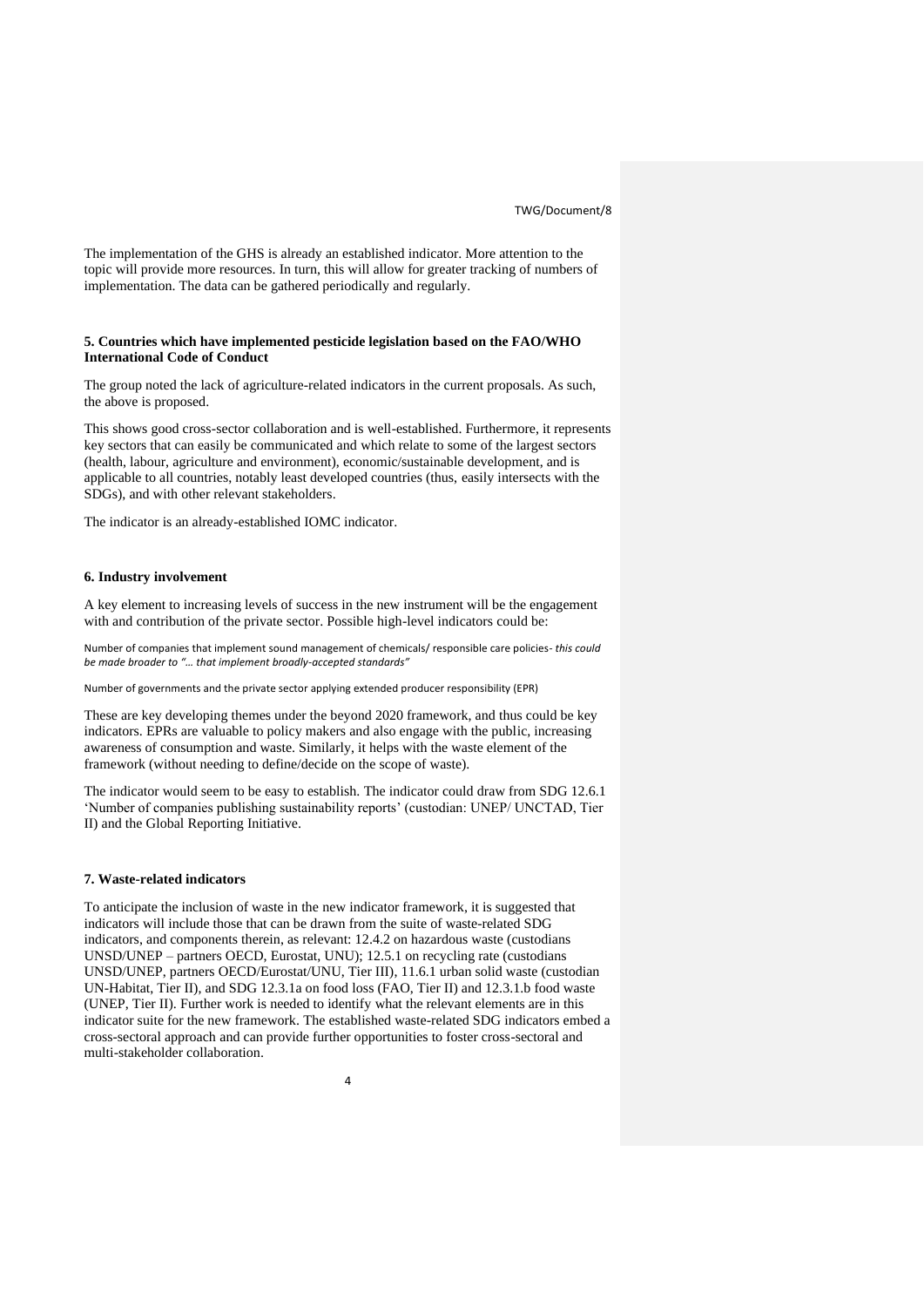The implementation of the GHS is already an established indicator. More attention to the topic will provide more resources. In turn, this will allow for greater tracking of numbers of implementation. The data can be gathered periodically and regularly.

### 5. Countries which have implemented pesticide legislation based on the FAO/WHO International Code of Conduct

The group noted the lack of agriculture-related indicators in the current proposals. As such, the above is proposed.

This shows good cross-sector collaboration and is well-established. Furthermore, it represents key sectors that can easily be communicated and which relate to some of the largest sectors (health, labour, agriculture and environment), economic/sustainable development, and is applicable to all countries, notably least developed countries (thus, easily intersects with the SDGs), and with other relevant stakeholders.

The indicator is an already-established IOMC indicator.

### 6. Industry involvement

A key element to increasing levels of success in the new instrument will be the engagement with and contribution of the private sector. Possible high-level indicators could be:

Number of companies that implement sound management of chemicals/ responsible care policies- *this could be made broader to "… that implement broadly-accepted standards"*

Number of governments and the private sector applying extended producer responsibility (EPR)

These are key developing themes under the beyond 2020 framework, and thus could be key indicators. EPRs are valuable to policy makers and also engage with the public, increasing awareness of consumption and waste. Similarly, it helps with the waste element of the framework (without needing to define/decide on the scope of waste).

The indicator would seem to be easy to establish. The indicator could draw from SDG 12.6.1 'Number of companies publishing sustainability reports' (custodian: UNEP/ UNCTAD, Tier II) and the Global Reporting Initiative.

### 7. Waste-related indicators

To anticipate the inclusion of waste in the new indicator framework, it is suggested that indicators will include those that can be drawn from the suite of waste-related SDG indicators, and components therein, as relevant: 12.4.2 on hazardous waste (custodians UNSD/UNEP – partners OECD, Eurostat, UNU); 12.5.1 on recycling rate (custodians UNSD/UNEP, partners OECD/Eurostat/UNU, Tier III), 11.6.1 urban solid waste (custodian UN-Habitat, Tier II), and SDG 12.3.1a on food loss (FAO, Tier II) and 12.3.1.b food waste (UNEP, Tier II). Further work is needed to identify what the relevant elements are in this indicator suite for the new framework. The established waste-related SDG indicators embed a cross-sectoral approach and can provide further opportunities to foster cross-sectoral and multi-stakeholder collaboration.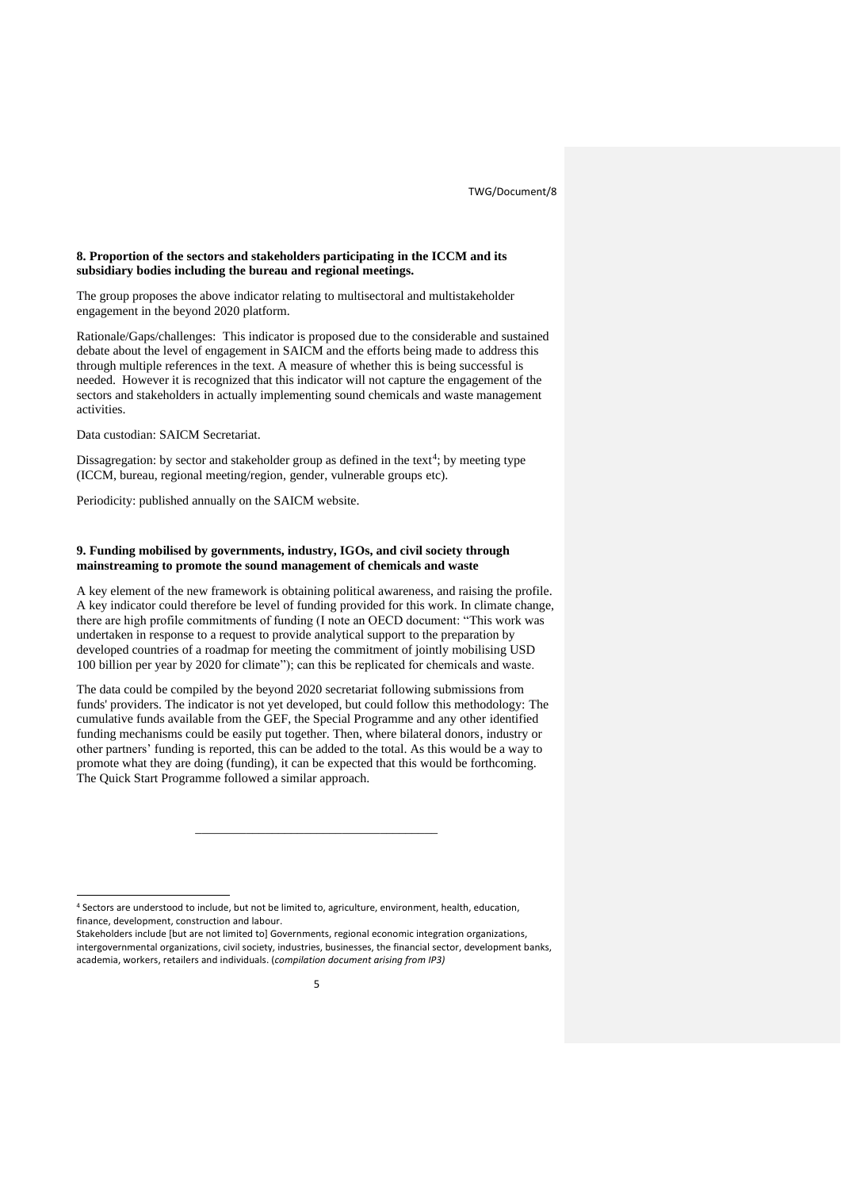**8. Proportion of the sectors and stakeholders participating in the ICCM and its subsidiary bodies including the bureau and regional meetings.**

The group proposes the above indicator relating to multisectoral and multistakeholder engagement in the beyond 2020 platform.

Rationale/Gaps/challenges: This indicator is proposed due to the considerable and sustained debate about the level of engagement in SAICM and the efforts being made to address this through multiple references in the text. A measure of whether this is being successful is needed. However it is recognized that this indicator will not capture the engagement of the sectors and stakeholders in actually implementing sound chemicals and waste management activities.

Data custodian: SAICM Secretariat.

Dissagregation: by sector and stakeholder group as defined in the text[4]; by meeting type (ICCM, bureau, regional meeting/region, gender, vulnerable groups etc).

Periodicity: published annually on the SAICM website.

**9. Funding mobilised by governments, industry, IGOs, and civil society through mainstreaming to promote the sound management of chemicals and waste**

A key element of the new framework is obtaining political awareness, and raising the profile. A key indicator could therefore be level of funding provided for this work. In climate change, there are high profile commitments of funding (I note an OECD document: "This work was undertaken in response to a request to provide analytical support to the preparation by developed countries of a roadmap for meeting the commitment of jointly mobilising USD 100 billion per year by 2020 for climate"); can this be replicated for chemicals and waste.

The data could be compiled by the beyond 2020 secretariat following submissions from funds' providers. The indicator is not yet developed, but could follow this methodology: The cumulative funds available from the GEF, the Special Programme and any other identified funding mechanisms could be easily put together. Then, where bilateral donors, industry or other partners' funding is reported, this can be added to the total. As this would be a way to promote what they are doing (funding), it can be expected that this would be forthcoming. The Quick Start Programme followed a similar approach.

---

[4] Sectors are understood to include, but not be limited to, agriculture, environment, health, education, finance, development, construction and labour.
Stakeholders include [but are not limited to] Governments, regional economic integration organizations, intergovernmental organizations, civil society, industries, businesses, the financial sector, development banks, academia, workers, retailers and individuals. (*compilation document arising from IP3)*